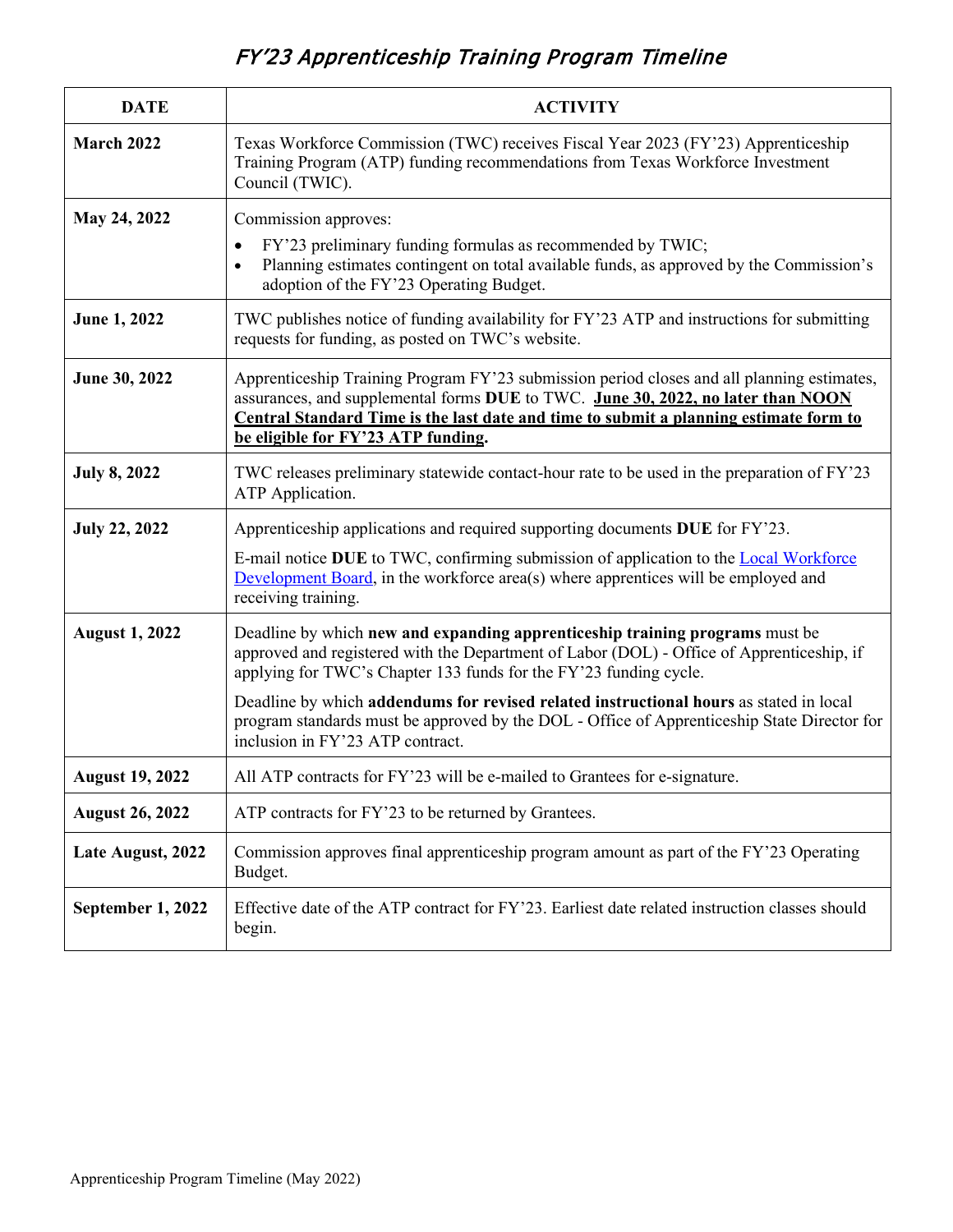# *FY'23 Apprenticeship Training Program Timeline*

| DATE | ACTIVITY |
|---|---|
| **March 2022** | Texas Workforce Commission (TWC) receives Fiscal Year 2023 (FY'23) Apprenticeship Training Program (ATP) funding recommendations from Texas Workforce Investment Council (TWIC). |
| **May 24, 2022** | Commission approves:<br>• FY'23 preliminary funding formulas as recommended by TWIC;<br>• Planning estimates contingent on total available funds, as approved by the Commission's adoption of the FY'23 Operating Budget. |
| **June 1, 2022** | TWC publishes notice of funding availability for FY'23 ATP and instructions for submitting requests for funding, as posted on TWC's website. |
| **June 30, 2022** | Apprenticeship Training Program FY'23 submission period closes and all planning estimates, assurances, and supplemental forms **DUE** to TWC. **June 30, 2022, no later than NOON Central Standard Time is the last date and time to submit a planning estimate form to be eligible for FY'23 ATP funding.** |
| **July 8, 2022** | TWC releases preliminary statewide contact-hour rate to be used in the preparation of FY'23 ATP Application. |
| **July 22, 2022** | Apprenticeship applications and required supporting documents **DUE** for FY'23.<br>E-mail notice **DUE** to TWC, confirming submission of application to the Local Workforce Development Board, in the workforce area(s) where apprentices will be employed and receiving training. |
| **August 1, 2022** | Deadline by which **new and expanding apprenticeship training programs** must be approved and registered with the Department of Labor (DOL) - Office of Apprenticeship, if applying for TWC's Chapter 133 funds for the FY'23 funding cycle.<br>Deadline by which **addendums for revised related instructional hours** as stated in local program standards must be approved by the DOL - Office of Apprenticeship State Director for inclusion in FY'23 ATP contract. |
| **August 19, 2022** | All ATP contracts for FY'23 will be e-mailed to Grantees for e-signature. |
| **August 26, 2022** | ATP contracts for FY'23 to be returned by Grantees. |
| **Late August, 2022** | Commission approves final apprenticeship program amount as part of the FY'23 Operating Budget. |
| **September 1, 2022** | Effective date of the ATP contract for FY'23. Earliest date related instruction classes should begin. |

Apprenticeship Program Timeline (May 2022)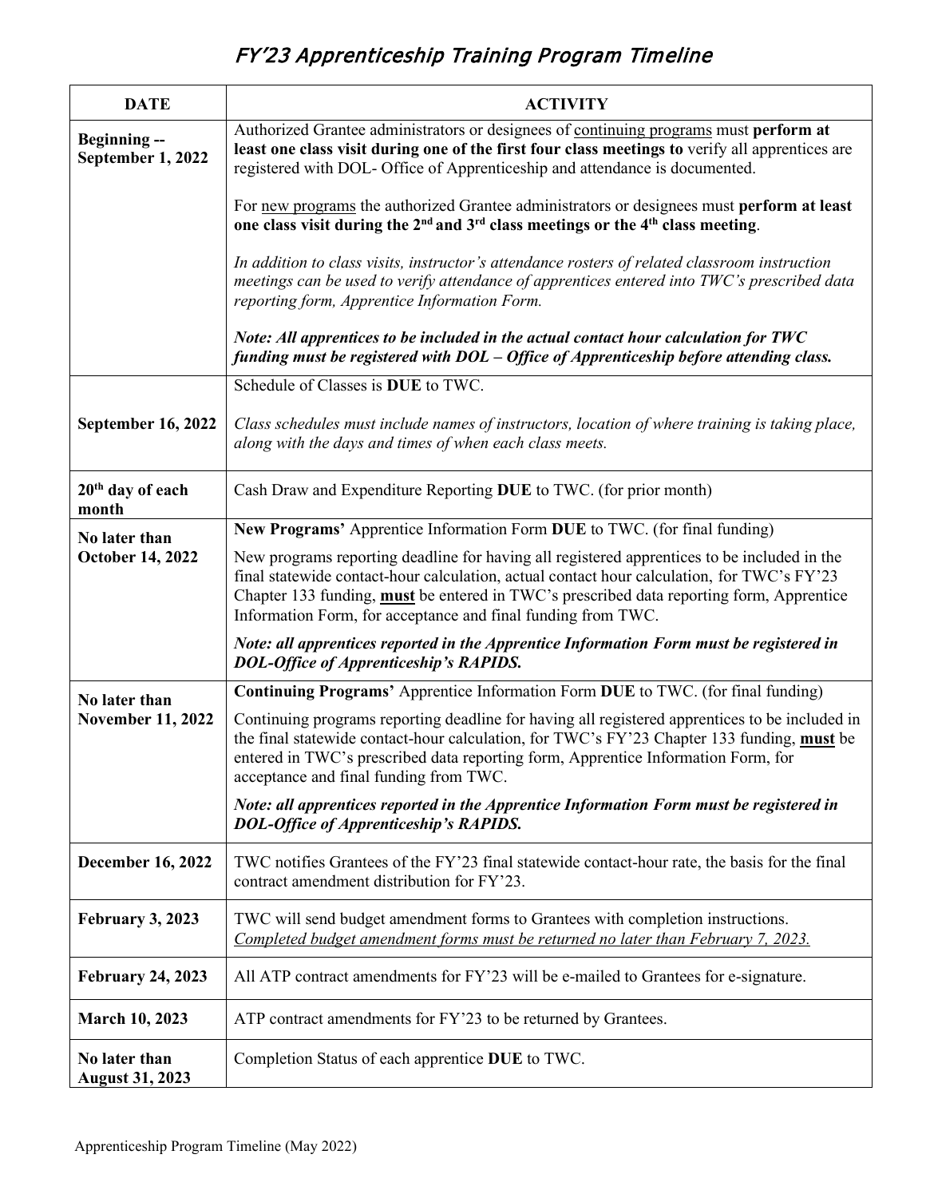# *FY'23 Apprenticeship Training Program Timeline*

| DATE | ACTIVITY |
| --- | --- |
| **Beginning -- September 1, 2022** | Authorized Grantee administrators or designees of continuing programs must **perform at least one class visit during one of the first four class meetings to** verify all apprentices are registered with DOL- Office of Apprenticeship and attendance is documented.<br><br>For new programs the authorized Grantee administrators or designees must **perform at least one class visit during the 2nd and 3rd class meetings or the 4th class meeting**.<br><br>*In addition to class visits, instructor's attendance rosters of related classroom instruction meetings can be used to verify attendance of apprentices entered into TWC's prescribed data reporting form, Apprentice Information Form.*<br><br>***Note: All apprentices to be included in the actual contact hour calculation for TWC funding must be registered with DOL – Office of Apprenticeship before attending class.*** |
| **September 16, 2022** | Schedule of Classes is **DUE** to TWC.<br><br>*Class schedules must include names of instructors, location of where training is taking place, along with the days and times of when each class meets.* |
| **20th day of each month** | Cash Draw and Expenditure Reporting **DUE** to TWC. (for prior month) |
| **No later than October 14, 2022** | **New Programs'** Apprentice Information Form **DUE** to TWC. (for final funding)<br><br>New programs reporting deadline for having all registered apprentices to be included in the final statewide contact-hour calculation, actual contact hour calculation, for TWC's FY'23 Chapter 133 funding, **must** be entered in TWC's prescribed data reporting form, Apprentice Information Form, for acceptance and final funding from TWC.<br><br>***Note: all apprentices reported in the Apprentice Information Form must be registered in DOL-Office of Apprenticeship's RAPIDS.*** |
| **No later than November 11, 2022** | **Continuing Programs'** Apprentice Information Form **DUE** to TWC. (for final funding)<br><br>Continuing programs reporting deadline for having all registered apprentices to be included in the final statewide contact-hour calculation, for TWC's FY'23 Chapter 133 funding, **must** be entered in TWC's prescribed data reporting form, Apprentice Information Form, for acceptance and final funding from TWC.<br><br>***Note: all apprentices reported in the Apprentice Information Form must be registered in DOL-Office of Apprenticeship's RAPIDS.*** |
| **December 16, 2022** | TWC notifies Grantees of the FY'23 final statewide contact-hour rate, the basis for the final contract amendment distribution for FY'23. |
| **February 3, 2023** | TWC will send budget amendment forms to Grantees with completion instructions. *Completed budget amendment forms must be returned no later than February 7, 2023.* |
| **February 24, 2023** | All ATP contract amendments for FY'23 will be e-mailed to Grantees for e-signature. |
| **March 10, 2023** | ATP contract amendments for FY'23 to be returned by Grantees. |
| **No later than August 31, 2023** | Completion Status of each apprentice **DUE** to TWC. |

Apprenticeship Program Timeline (May 2022)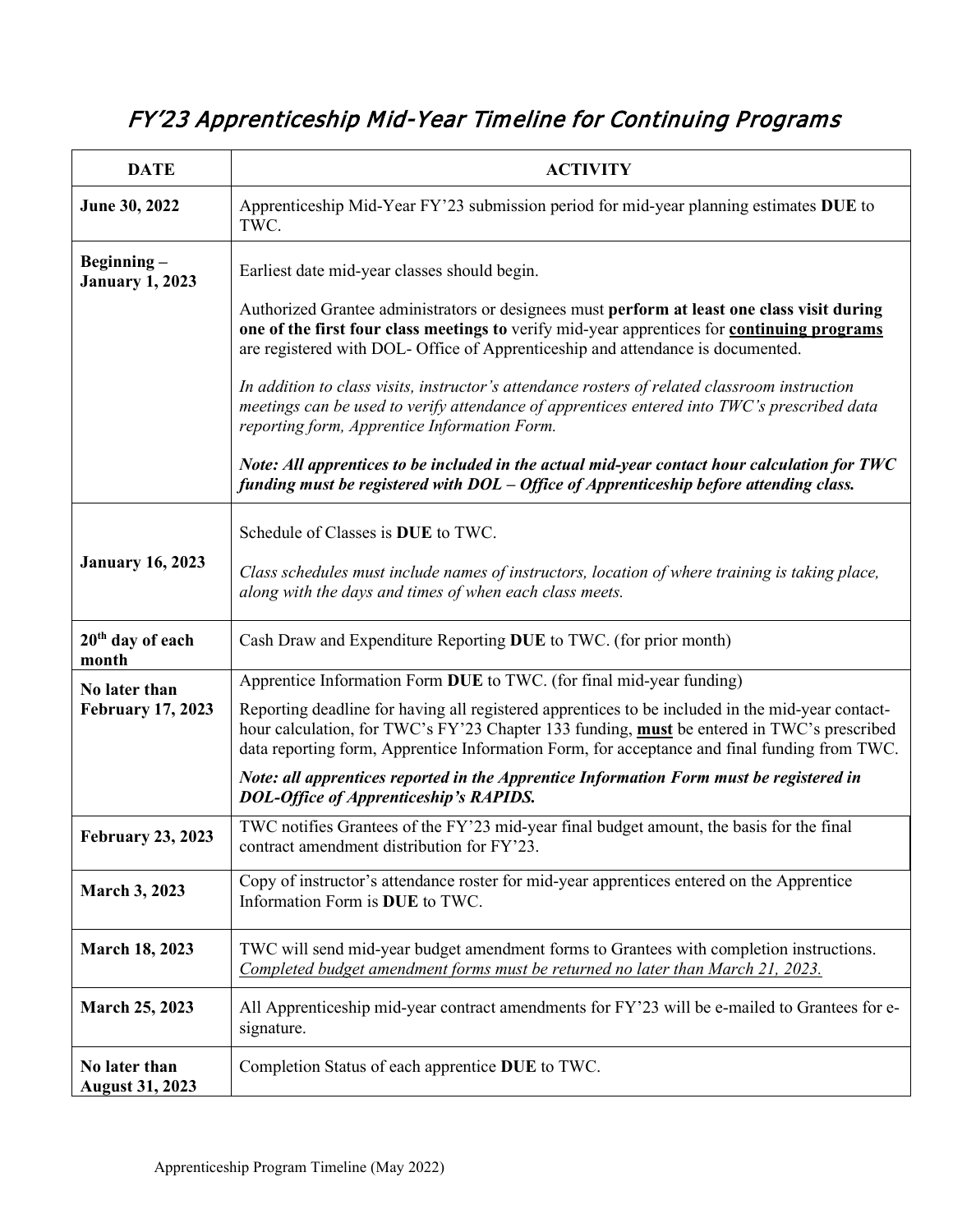# *FY'23 Apprenticeship Mid-Year Timeline for Continuing Programs*

| DATE | ACTIVITY |
|---|---|
| **June 30, 2022** | Apprenticeship Mid-Year FY'23 submission period for mid-year planning estimates **DUE** to TWC. |
| **Beginning – January 1, 2023** | Earliest date mid-year classes should begin.<br><br>Authorized Grantee administrators or designees must **perform at least one class visit during one of the first four class meetings to** verify mid-year apprentices for **<u>continuing programs</u>** are registered with DOL- Office of Apprenticeship and attendance is documented.<br><br>*In addition to class visits, instructor's attendance rosters of related classroom instruction meetings can be used to verify attendance of apprentices entered into TWC's prescribed data reporting form, Apprentice Information Form.*<br><br>***Note: All apprentices to be included in the actual mid-year contact hour calculation for TWC funding must be registered with DOL – Office of Apprenticeship before attending class.*** |
| **January 16, 2023** | Schedule of Classes is **DUE** to TWC.<br><br>*Class schedules must include names of instructors, location of where training is taking place, along with the days and times of when each class meets.* |
| **20th day of each month** | Cash Draw and Expenditure Reporting **DUE** to TWC. (for prior month) |
| **No later than February 17, 2023** | Apprentice Information Form **DUE** to TWC. (for final mid-year funding)<br><br>Reporting deadline for having all registered apprentices to be included in the mid-year contact-hour calculation, for TWC's FY'23 Chapter 133 funding, **<u>must</u>** be entered in TWC's prescribed data reporting form, Apprentice Information Form, for acceptance and final funding from TWC.<br><br>***Note: all apprentices reported in the Apprentice Information Form must be registered in DOL-Office of Apprenticeship's RAPIDS.*** |
| **February 23, 2023** | TWC notifies Grantees of the FY'23 mid-year final budget amount, the basis for the final contract amendment distribution for FY'23. |
| **March 3, 2023** | Copy of instructor's attendance roster for mid-year apprentices entered on the Apprentice Information Form is **DUE** to TWC. |
| **March 18, 2023** | TWC will send mid-year budget amendment forms to Grantees with completion instructions. <u>*Completed budget amendment forms must be returned no later than March 21, 2023.*</u> |
| **March 25, 2023** | All Apprenticeship mid-year contract amendments for FY'23 will be e-mailed to Grantees for e-signature. |
| **No later than August 31, 2023** | Completion Status of each apprentice **DUE** to TWC. |

Apprenticeship Program Timeline (May 2022)